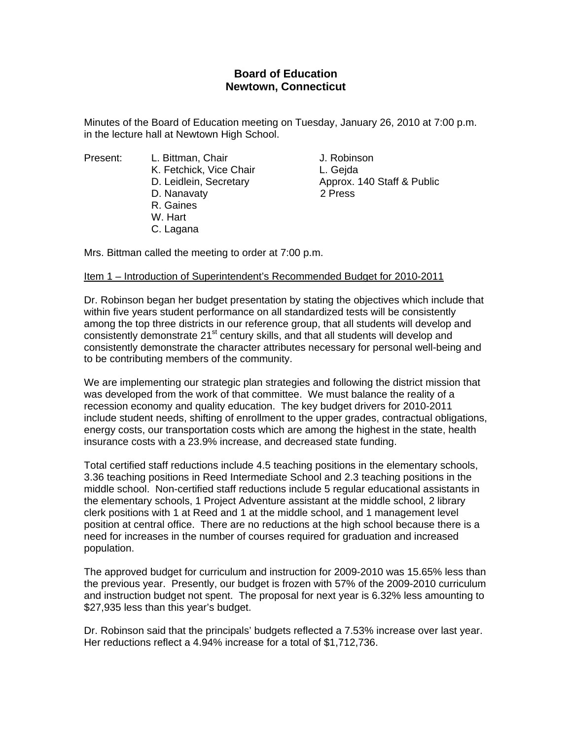# Board of Education
## Newtown, Connecticut

Minutes of the Board of Education meeting on Tuesday, January 26, 2010 at 7:00 p.m. in the lecture hall at Newtown High School.

| Present: | | |
|---|---|---|
| | L. Bittman, Chair | J. Robinson |
| | K. Fetchick, Vice Chair | L. Gejda |
| | D. Leidlein, Secretary | Approx. 140 Staff & Public |
| | D. Nanavaty | 2 Press |
| | R. Gaines | |
| | W. Hart | |
| | C. Lagana | |

Mrs. Bittman called the meeting to order at 7:00 p.m.

Item 1 – Introduction of Superintendent's Recommended Budget for 2010-2011

Dr. Robinson began her budget presentation by stating the objectives which include that within five years student performance on all standardized tests will be consistently among the top three districts in our reference group, that all students will develop and consistently demonstrate 21st century skills, and that all students will develop and consistently demonstrate the character attributes necessary for personal well-being and to be contributing members of the community.

We are implementing our strategic plan strategies and following the district mission that was developed from the work of that committee. We must balance the reality of a recession economy and quality education. The key budget drivers for 2010-2011 include student needs, shifting of enrollment to the upper grades, contractual obligations, energy costs, our transportation costs which are among the highest in the state, health insurance costs with a 23.9% increase, and decreased state funding.

Total certified staff reductions include 4.5 teaching positions in the elementary schools, 3.36 teaching positions in Reed Intermediate School and 2.3 teaching positions in the middle school. Non-certified staff reductions include 5 regular educational assistants in the elementary schools, 1 Project Adventure assistant at the middle school, 2 library clerk positions with 1 at Reed and 1 at the middle school, and 1 management level position at central office. There are no reductions at the high school because there is a need for increases in the number of courses required for graduation and increased population.

The approved budget for curriculum and instruction for 2009-2010 was 15.65% less than the previous year. Presently, our budget is frozen with 57% of the 2009-2010 curriculum and instruction budget not spent. The proposal for next year is 6.32% less amounting to $27,935 less than this year's budget.

Dr. Robinson said that the principals' budgets reflected a 7.53% increase over last year. Her reductions reflect a 4.94% increase for a total of $1,712,736.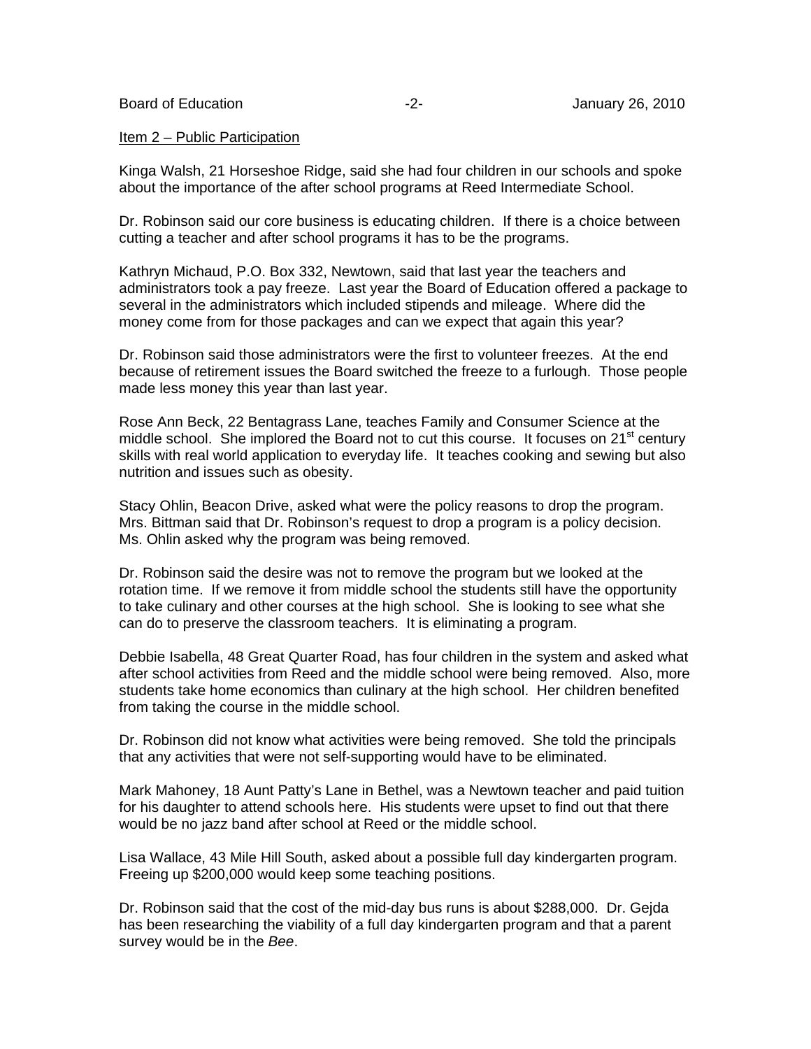Item 2 – Public Participation

Kinga Walsh, 21 Horseshoe Ridge, said she had four children in our schools and spoke about the importance of the after school programs at Reed Intermediate School.

Dr. Robinson said our core business is educating children. If there is a choice between cutting a teacher and after school programs it has to be the programs.

Kathryn Michaud, P.O. Box 332, Newtown, said that last year the teachers and administrators took a pay freeze. Last year the Board of Education offered a package to several in the administrators which included stipends and mileage. Where did the money come from for those packages and can we expect that again this year?

Dr. Robinson said those administrators were the first to volunteer freezes. At the end because of retirement issues the Board switched the freeze to a furlough. Those people made less money this year than last year.

Rose Ann Beck, 22 Bentagrass Lane, teaches Family and Consumer Science at the middle school. She implored the Board not to cut this course. It focuses on 21st century skills with real world application to everyday life. It teaches cooking and sewing but also nutrition and issues such as obesity.

Stacy Ohlin, Beacon Drive, asked what were the policy reasons to drop the program. Mrs. Bittman said that Dr. Robinson's request to drop a program is a policy decision. Ms. Ohlin asked why the program was being removed.

Dr. Robinson said the desire was not to remove the program but we looked at the rotation time. If we remove it from middle school the students still have the opportunity to take culinary and other courses at the high school. She is looking to see what she can do to preserve the classroom teachers. It is eliminating a program.

Debbie Isabella, 48 Great Quarter Road, has four children in the system and asked what after school activities from Reed and the middle school were being removed. Also, more students take home economics than culinary at the high school. Her children benefited from taking the course in the middle school.

Dr. Robinson did not know what activities were being removed. She told the principals that any activities that were not self-supporting would have to be eliminated.

Mark Mahoney, 18 Aunt Patty's Lane in Bethel, was a Newtown teacher and paid tuition for his daughter to attend schools here. His students were upset to find out that there would be no jazz band after school at Reed or the middle school.

Lisa Wallace, 43 Mile Hill South, asked about a possible full day kindergarten program. Freeing up $200,000 would keep some teaching positions.

Dr. Robinson said that the cost of the mid-day bus runs is about $288,000. Dr. Gejda has been researching the viability of a full day kindergarten program and that a parent survey would be in the *Bee*.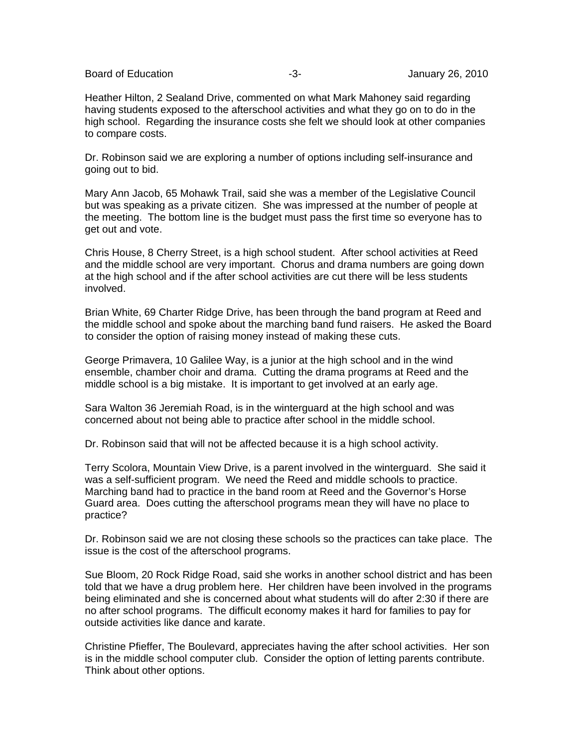Heather Hilton, 2 Sealand Drive, commented on what Mark Mahoney said regarding having students exposed to the afterschool activities and what they go on to do in the high school. Regarding the insurance costs she felt we should look at other companies to compare costs.

Dr. Robinson said we are exploring a number of options including self-insurance and going out to bid.

Mary Ann Jacob, 65 Mohawk Trail, said she was a member of the Legislative Council but was speaking as a private citizen. She was impressed at the number of people at the meeting. The bottom line is the budget must pass the first time so everyone has to get out and vote.

Chris House, 8 Cherry Street, is a high school student. After school activities at Reed and the middle school are very important. Chorus and drama numbers are going down at the high school and if the after school activities are cut there will be less students involved.

Brian White, 69 Charter Ridge Drive, has been through the band program at Reed and the middle school and spoke about the marching band fund raisers. He asked the Board to consider the option of raising money instead of making these cuts.

George Primavera, 10 Galilee Way, is a junior at the high school and in the wind ensemble, chamber choir and drama. Cutting the drama programs at Reed and the middle school is a big mistake. It is important to get involved at an early age.

Sara Walton 36 Jeremiah Road, is in the winterguard at the high school and was concerned about not being able to practice after school in the middle school.

Dr. Robinson said that will not be affected because it is a high school activity.

Terry Scolora, Mountain View Drive, is a parent involved in the winterguard. She said it was a self-sufficient program. We need the Reed and middle schools to practice. Marching band had to practice in the band room at Reed and the Governor's Horse Guard area. Does cutting the afterschool programs mean they will have no place to practice?

Dr. Robinson said we are not closing these schools so the practices can take place. The issue is the cost of the afterschool programs.

Sue Bloom, 20 Rock Ridge Road, said she works in another school district and has been told that we have a drug problem here. Her children have been involved in the programs being eliminated and she is concerned about what students will do after 2:30 if there are no after school programs. The difficult economy makes it hard for families to pay for outside activities like dance and karate.

Christine Pfieffer, The Boulevard, appreciates having the after school activities. Her son is in the middle school computer club. Consider the option of letting parents contribute. Think about other options.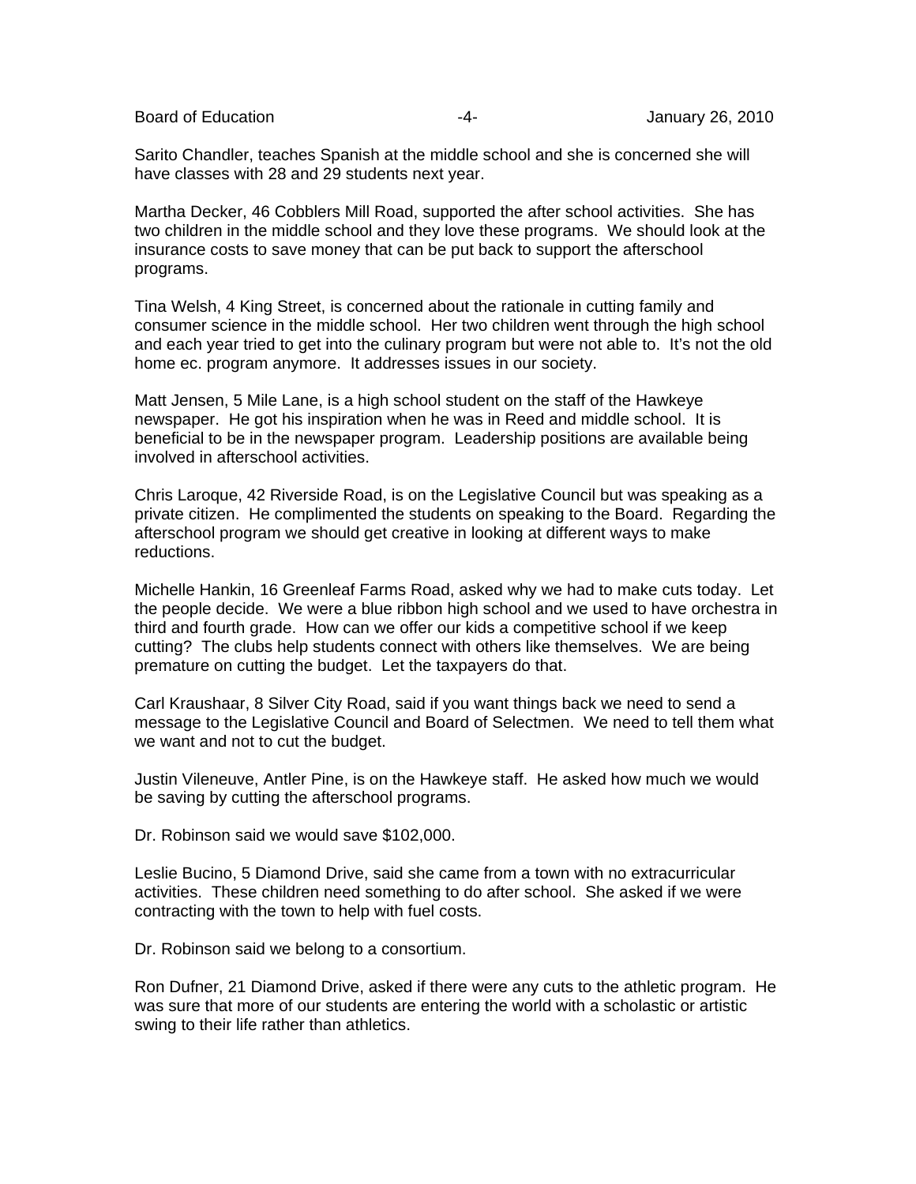Sarito Chandler, teaches Spanish at the middle school and she is concerned she will have classes with 28 and 29 students next year.

Martha Decker, 46 Cobblers Mill Road, supported the after school activities. She has two children in the middle school and they love these programs. We should look at the insurance costs to save money that can be put back to support the afterschool programs.

Tina Welsh, 4 King Street, is concerned about the rationale in cutting family and consumer science in the middle school. Her two children went through the high school and each year tried to get into the culinary program but were not able to. It's not the old home ec. program anymore. It addresses issues in our society.

Matt Jensen, 5 Mile Lane, is a high school student on the staff of the Hawkeye newspaper. He got his inspiration when he was in Reed and middle school. It is beneficial to be in the newspaper program. Leadership positions are available being involved in afterschool activities.

Chris Laroque, 42 Riverside Road, is on the Legislative Council but was speaking as a private citizen. He complimented the students on speaking to the Board. Regarding the afterschool program we should get creative in looking at different ways to make reductions.

Michelle Hankin, 16 Greenleaf Farms Road, asked why we had to make cuts today. Let the people decide. We were a blue ribbon high school and we used to have orchestra in third and fourth grade. How can we offer our kids a competitive school if we keep cutting? The clubs help students connect with others like themselves. We are being premature on cutting the budget. Let the taxpayers do that.

Carl Kraushaar, 8 Silver City Road, said if you want things back we need to send a message to the Legislative Council and Board of Selectmen. We need to tell them what we want and not to cut the budget.

Justin Vileneuve, Antler Pine, is on the Hawkeye staff. He asked how much we would be saving by cutting the afterschool programs.

Dr. Robinson said we would save $102,000.

Leslie Bucino, 5 Diamond Drive, said she came from a town with no extracurricular activities. These children need something to do after school. She asked if we were contracting with the town to help with fuel costs.

Dr. Robinson said we belong to a consortium.

Ron Dufner, 21 Diamond Drive, asked if there were any cuts to the athletic program. He was sure that more of our students are entering the world with a scholastic or artistic swing to their life rather than athletics.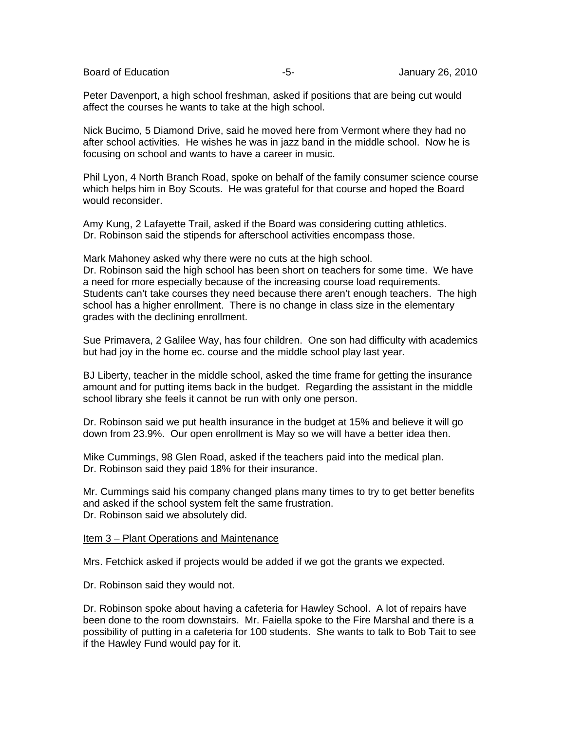Peter Davenport, a high school freshman, asked if positions that are being cut would affect the courses he wants to take at the high school.

Nick Bucimo, 5 Diamond Drive, said he moved here from Vermont where they had no after school activities. He wishes he was in jazz band in the middle school. Now he is focusing on school and wants to have a career in music.

Phil Lyon, 4 North Branch Road, spoke on behalf of the family consumer science course which helps him in Boy Scouts. He was grateful for that course and hoped the Board would reconsider.

Amy Kung, 2 Lafayette Trail, asked if the Board was considering cutting athletics.
Dr. Robinson said the stipends for afterschool activities encompass those.

Mark Mahoney asked why there were no cuts at the high school.
Dr. Robinson said the high school has been short on teachers for some time. We have a need for more especially because of the increasing course load requirements. Students can't take courses they need because there aren't enough teachers. The high school has a higher enrollment. There is no change in class size in the elementary grades with the declining enrollment.

Sue Primavera, 2 Galilee Way, has four children. One son had difficulty with academics but had joy in the home ec. course and the middle school play last year.

BJ Liberty, teacher in the middle school, asked the time frame for getting the insurance amount and for putting items back in the budget. Regarding the assistant in the middle school library she feels it cannot be run with only one person.

Dr. Robinson said we put health insurance in the budget at 15% and believe it will go down from 23.9%. Our open enrollment is May so we will have a better idea then.

Mike Cummings, 98 Glen Road, asked if the teachers paid into the medical plan.
Dr. Robinson said they paid 18% for their insurance.

Mr. Cummings said his company changed plans many times to try to get better benefits and asked if the school system felt the same frustration.
Dr. Robinson said we absolutely did.

<u>Item 3 – Plant Operations and Maintenance</u>

Mrs. Fetchick asked if projects would be added if we got the grants we expected.

Dr. Robinson said they would not.

Dr. Robinson spoke about having a cafeteria for Hawley School. A lot of repairs have been done to the room downstairs. Mr. Faiella spoke to the Fire Marshal and there is a possibility of putting in a cafeteria for 100 students. She wants to talk to Bob Tait to see if the Hawley Fund would pay for it.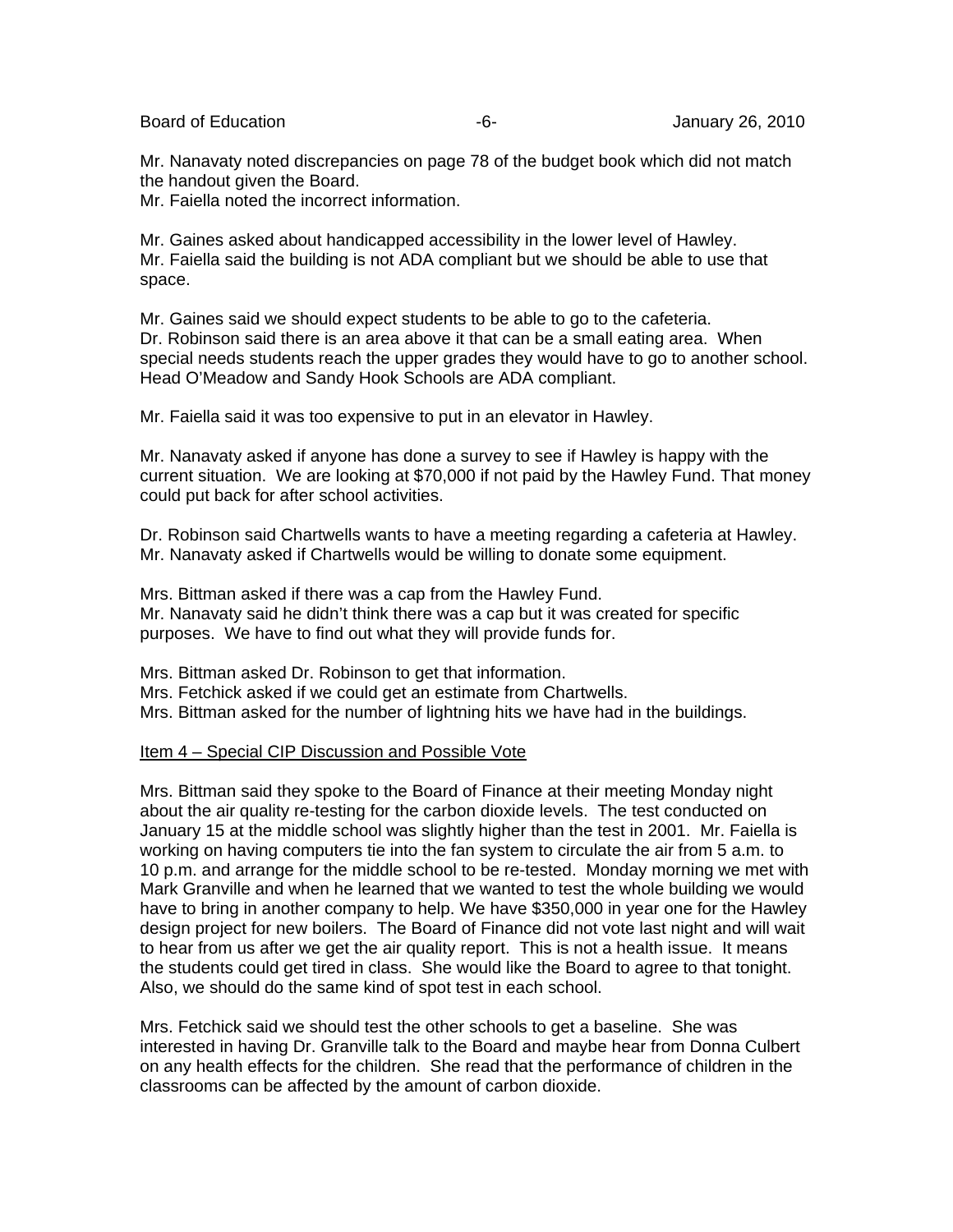Mr. Nanavaty noted discrepancies on page 78 of the budget book which did not match the handout given the Board.
Mr. Faiella noted the incorrect information.

Mr. Gaines asked about handicapped accessibility in the lower level of Hawley.
Mr. Faiella said the building is not ADA compliant but we should be able to use that space.

Mr. Gaines said we should expect students to be able to go to the cafeteria.
Dr. Robinson said there is an area above it that can be a small eating area. When special needs students reach the upper grades they would have to go to another school. Head O'Meadow and Sandy Hook Schools are ADA compliant.

Mr. Faiella said it was too expensive to put in an elevator in Hawley.

Mr. Nanavaty asked if anyone has done a survey to see if Hawley is happy with the current situation. We are looking at $70,000 if not paid by the Hawley Fund. That money could put back for after school activities.

Dr. Robinson said Chartwells wants to have a meeting regarding a cafeteria at Hawley.
Mr. Nanavaty asked if Chartwells would be willing to donate some equipment.

Mrs. Bittman asked if there was a cap from the Hawley Fund.
Mr. Nanavaty said he didn't think there was a cap but it was created for specific purposes. We have to find out what they will provide funds for.

Mrs. Bittman asked Dr. Robinson to get that information.
Mrs. Fetchick asked if we could get an estimate from Chartwells.
Mrs. Bittman asked for the number of lightning hits we have had in the buildings.

<u>Item 4 – Special CIP Discussion and Possible Vote</u>

Mrs. Bittman said they spoke to the Board of Finance at their meeting Monday night about the air quality re-testing for the carbon dioxide levels. The test conducted on January 15 at the middle school was slightly higher than the test in 2001. Mr. Faiella is working on having computers tie into the fan system to circulate the air from 5 a.m. to 10 p.m. and arrange for the middle school to be re-tested. Monday morning we met with Mark Granville and when he learned that we wanted to test the whole building we would have to bring in another company to help. We have $350,000 in year one for the Hawley design project for new boilers. The Board of Finance did not vote last night and will wait to hear from us after we get the air quality report. This is not a health issue. It means the students could get tired in class. She would like the Board to agree to that tonight. Also, we should do the same kind of spot test in each school.

Mrs. Fetchick said we should test the other schools to get a baseline. She was interested in having Dr. Granville talk to the Board and maybe hear from Donna Culbert on any health effects for the children. She read that the performance of children in the classrooms can be affected by the amount of carbon dioxide.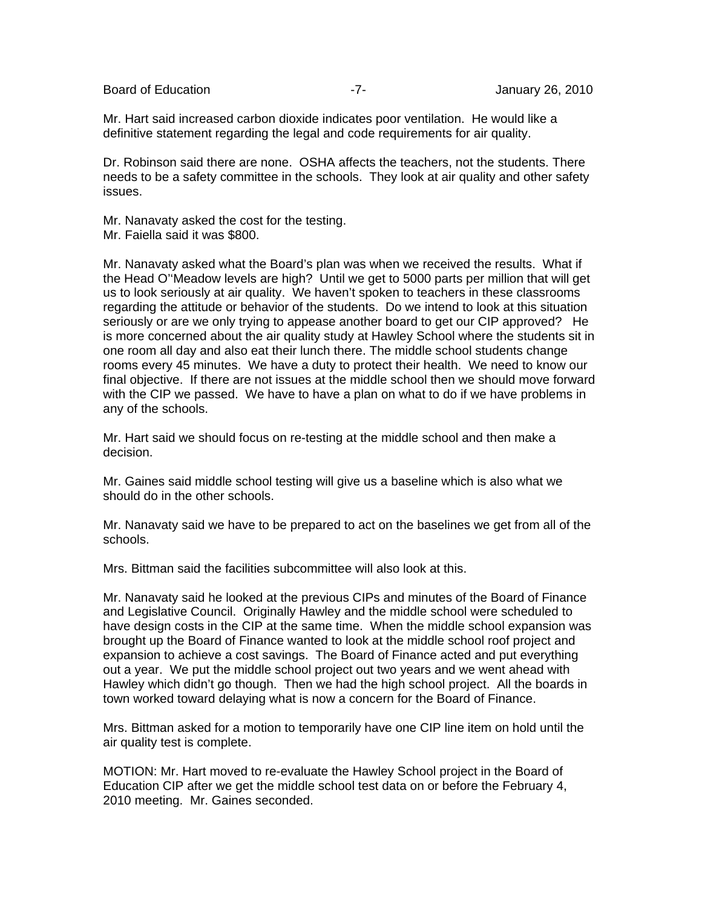Mr. Hart said increased carbon dioxide indicates poor ventilation. He would like a definitive statement regarding the legal and code requirements for air quality.

Dr. Robinson said there are none. OSHA affects the teachers, not the students. There needs to be a safety committee in the schools. They look at air quality and other safety issues.

Mr. Nanavaty asked the cost for the testing.
Mr. Faiella said it was $800.

Mr. Nanavaty asked what the Board's plan was when we received the results. What if the Head O''Meadow levels are high? Until we get to 5000 parts per million that will get us to look seriously at air quality. We haven't spoken to teachers in these classrooms regarding the attitude or behavior of the students. Do we intend to look at this situation seriously or are we only trying to appease another board to get our CIP approved? He is more concerned about the air quality study at Hawley School where the students sit in one room all day and also eat their lunch there. The middle school students change rooms every 45 minutes. We have a duty to protect their health. We need to know our final objective. If there are not issues at the middle school then we should move forward with the CIP we passed. We have to have a plan on what to do if we have problems in any of the schools.

Mr. Hart said we should focus on re-testing at the middle school and then make a decision.

Mr. Gaines said middle school testing will give us a baseline which is also what we should do in the other schools.

Mr. Nanavaty said we have to be prepared to act on the baselines we get from all of the schools.

Mrs. Bittman said the facilities subcommittee will also look at this.

Mr. Nanavaty said he looked at the previous CIPs and minutes of the Board of Finance and Legislative Council. Originally Hawley and the middle school were scheduled to have design costs in the CIP at the same time. When the middle school expansion was brought up the Board of Finance wanted to look at the middle school roof project and expansion to achieve a cost savings. The Board of Finance acted and put everything out a year. We put the middle school project out two years and we went ahead with Hawley which didn't go though. Then we had the high school project. All the boards in town worked toward delaying what is now a concern for the Board of Finance.

Mrs. Bittman asked for a motion to temporarily have one CIP line item on hold until the air quality test is complete.

MOTION: Mr. Hart moved to re-evaluate the Hawley School project in the Board of Education CIP after we get the middle school test data on or before the February 4, 2010 meeting. Mr. Gaines seconded.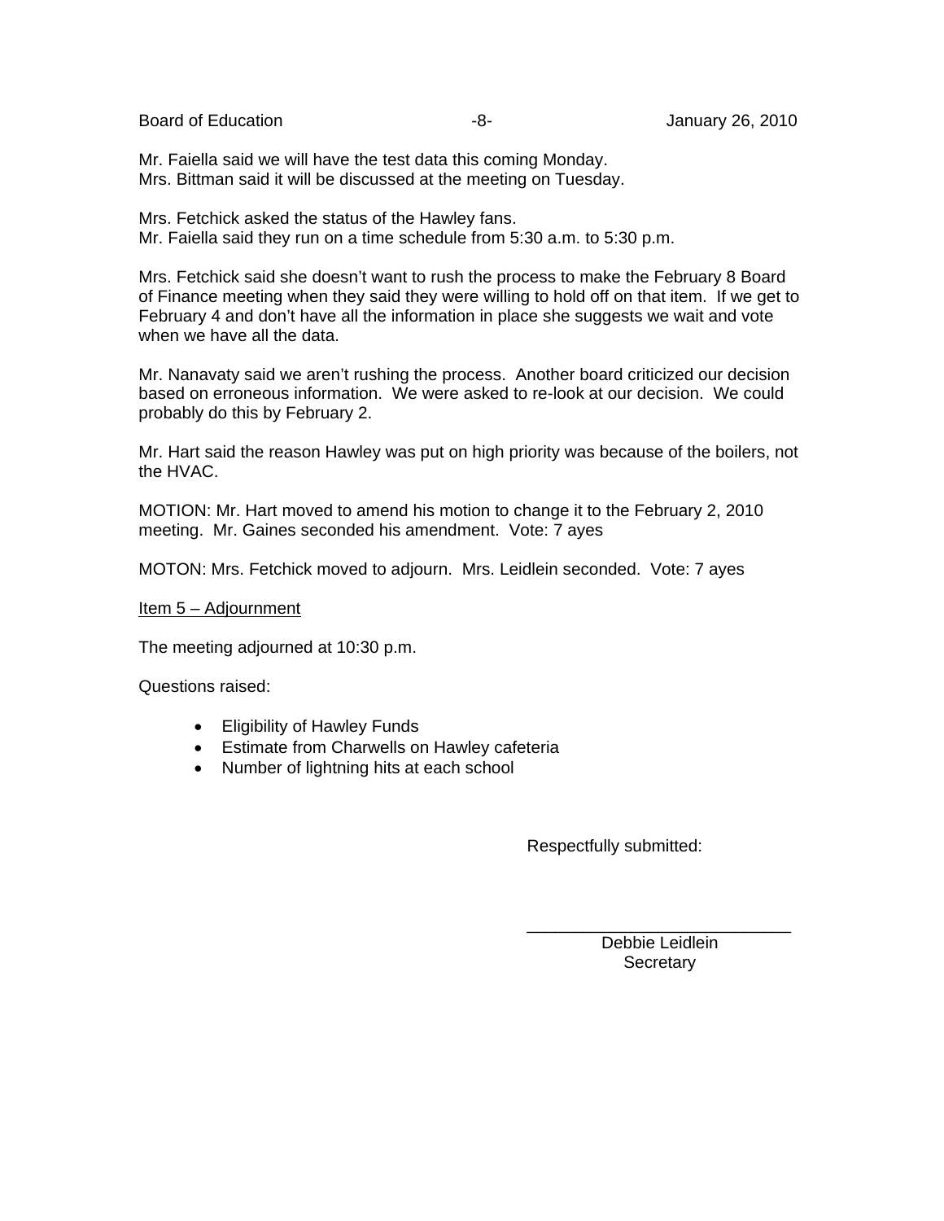Mr. Faiella said we will have the test data this coming Monday.
Mrs. Bittman said it will be discussed at the meeting on Tuesday.

Mrs. Fetchick asked the status of the Hawley fans.
Mr. Faiella said they run on a time schedule from 5:30 a.m. to 5:30 p.m.

Mrs. Fetchick said she doesn't want to rush the process to make the February 8 Board of Finance meeting when they said they were willing to hold off on that item. If we get to February 4 and don't have all the information in place she suggests we wait and vote when we have all the data.

Mr. Nanavaty said we aren't rushing the process. Another board criticized our decision based on erroneous information. We were asked to re-look at our decision. We could probably do this by February 2.

Mr. Hart said the reason Hawley was put on high priority was because of the boilers, not the HVAC.

MOTION: Mr. Hart moved to amend his motion to change it to the February 2, 2010 meeting. Mr. Gaines seconded his amendment. Vote: 7 ayes

MOTON: Mrs. Fetchick moved to adjourn. Mrs. Leidlein seconded. Vote: 7 ayes

<u>Item 5 – Adjournment</u>

The meeting adjourned at 10:30 p.m.

Questions raised:

- Eligibility of Hawley Funds
- Estimate from Charwells on Hawley cafeteria
- Number of lightning hits at each school

Respectfully submitted:

\_\_\_\_\_\_\_\_\_\_\_\_\_\_\_\_\_\_\_\_\_\_\_\_\_\_\_\_

Debbie Leidlein
Secretary